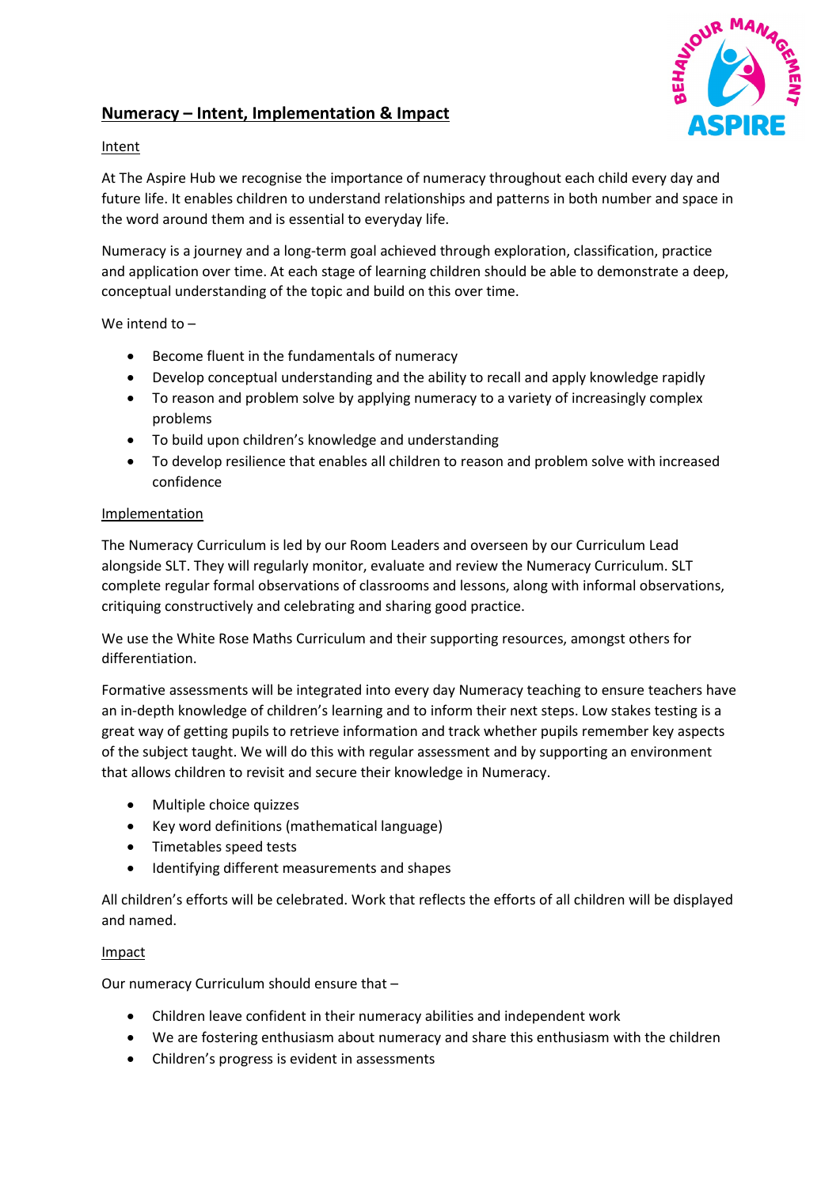# Numeracy – Intent, Implementation & Impact

## Intent

At The Aspire Hub we recognise the importance of numeracy throughout each child every day and future life. It enables children to understand relationships and patterns in both number and space in the word around them and is essential to everyday life.

Numeracy is a journey and a long-term goal achieved through exploration, classification, practice and application over time. At each stage of learning children should be able to demonstrate a deep, conceptual understanding of the topic and build on this over time.

We intend to –

- Become fluent in the fundamentals of numeracy
- Develop conceptual understanding and the ability to recall and apply knowledge rapidly
- To reason and problem solve by applying numeracy to a variety of increasingly complex problems
- To build upon children's knowledge and understanding
- To develop resilience that enables all children to reason and problem solve with increased confidence

## Implementation

The Numeracy Curriculum is led by our Room Leaders and overseen by our Curriculum Lead alongside SLT. They will regularly monitor, evaluate and review the Numeracy Curriculum. SLT complete regular formal observations of classrooms and lessons, along with informal observations, critiquing constructively and celebrating and sharing good practice.

We use the White Rose Maths Curriculum and their supporting resources, amongst others for differentiation.

Formative assessments will be integrated into every day Numeracy teaching to ensure teachers have an in-depth knowledge of children's learning and to inform their next steps. Low stakes testing is a great way of getting pupils to retrieve information and track whether pupils remember key aspects of the subject taught. We will do this with regular assessment and by supporting an environment that allows children to revisit and secure their knowledge in Numeracy.

- Multiple choice quizzes
- Key word definitions (mathematical language)
- Timetables speed tests
- Identifying different measurements and shapes

All children's efforts will be celebrated. Work that reflects the efforts of all children will be displayed and named.

## Impact

Our numeracy Curriculum should ensure that –

- Children leave confident in their numeracy abilities and independent work
- We are fostering enthusiasm about numeracy and share this enthusiasm with the children
- Children's progress is evident in assessments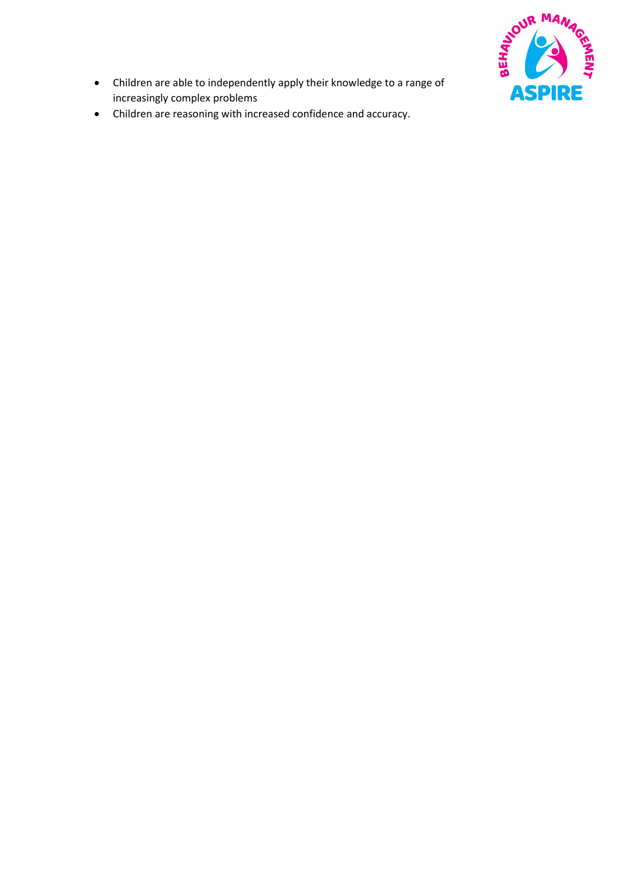- Children are able to independently apply their knowledge to a range of increasingly complex problems
- Children are reasoning with increased confidence and accuracy.